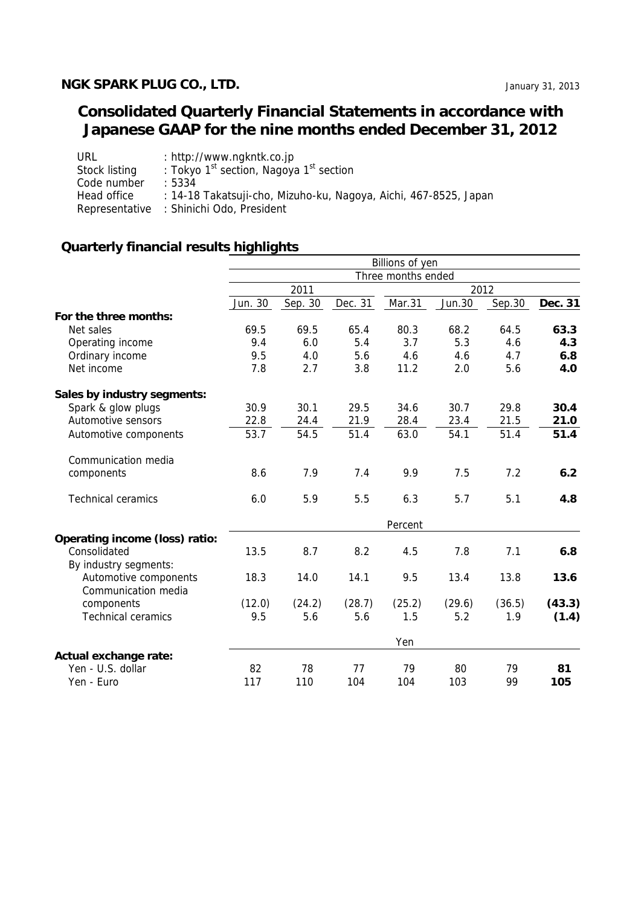**NGK SPARK PLUG CO., LTD.**

January 31, 2013

# Consolidated Quarterly Financial Statements in accordance with Japanese GAAP for the nine months ended December 31, 2012

URL : http://www.ngkntk.co.jp
Stock listing : Tokyo 1st section, Nagoya 1st section
Code number : 5334
Head office : 14-18 Takatsuji-cho, Mizuho-ku, Nagoya, Aichi, 467-8525, Japan
Representative : Shinichi Odo, President

## Quarterly financial results highlights

| | Billions of yen | | | | | | |
|---|---|---|---|---|---|---|---|
| | Three months ended | | | | | | |
| | 2011 | | | 2012 | | | |
| | Jun. 30 | Sep. 30 | Dec. 31 | Mar.31 | Jun.30 | Sep.30 | **Dec. 31** |
| **For the three months:** | | | | | | | |
| Net sales | 69.5 | 69.5 | 65.4 | 80.3 | 68.2 | 64.5 | **63.3** |
| Operating income | 9.4 | 6.0 | 5.4 | 3.7 | 5.3 | 4.6 | **4.3** |
| Ordinary income | 9.5 | 4.0 | 5.6 | 4.6 | 4.6 | 4.7 | **6.8** |
| Net income | 7.8 | 2.7 | 3.8 | 11.2 | 2.0 | 5.6 | **4.0** |
| **Sales by industry segments:** | | | | | | | |
| Spark & glow plugs | 30.9 | 30.1 | 29.5 | 34.6 | 30.7 | 29.8 | **30.4** |
| Automotive sensors | 22.8 | 24.4 | 21.9 | 28.4 | 23.4 | 21.5 | **21.0** |
| Automotive components | 53.7 | 54.5 | 51.4 | 63.0 | 54.1 | 51.4 | **51.4** |
| Communication media components | 8.6 | 7.9 | 7.4 | 9.9 | 7.5 | 7.2 | **6.2** |
| Technical ceramics | 6.0 | 5.9 | 5.5 | 6.3 | 5.7 | 5.1 | **4.8** |
| | Percent | | | | | | |
| **Operating income (loss) ratio:** | | | | | | | |
| Consolidated | 13.5 | 8.7 | 8.2 | 4.5 | 7.8 | 7.1 | **6.8** |
| By industry segments: | | | | | | | |
| Automotive components | 18.3 | 14.0 | 14.1 | 9.5 | 13.4 | 13.8 | **13.6** |
| Communication media components | (12.0) | (24.2) | (28.7) | (25.2) | (29.6) | (36.5) | **(43.3)** |
| Technical ceramics | 9.5 | 5.6 | 5.6 | 1.5 | 5.2 | 1.9 | **(1.4)** |
| | Yen | | | | | | |
| **Actual exchange rate:** | | | | | | | |
| Yen - U.S. dollar | 82 | 78 | 77 | 79 | 80 | 79 | **81** |
| Yen - Euro | 117 | 110 | 104 | 104 | 103 | 99 | **105** |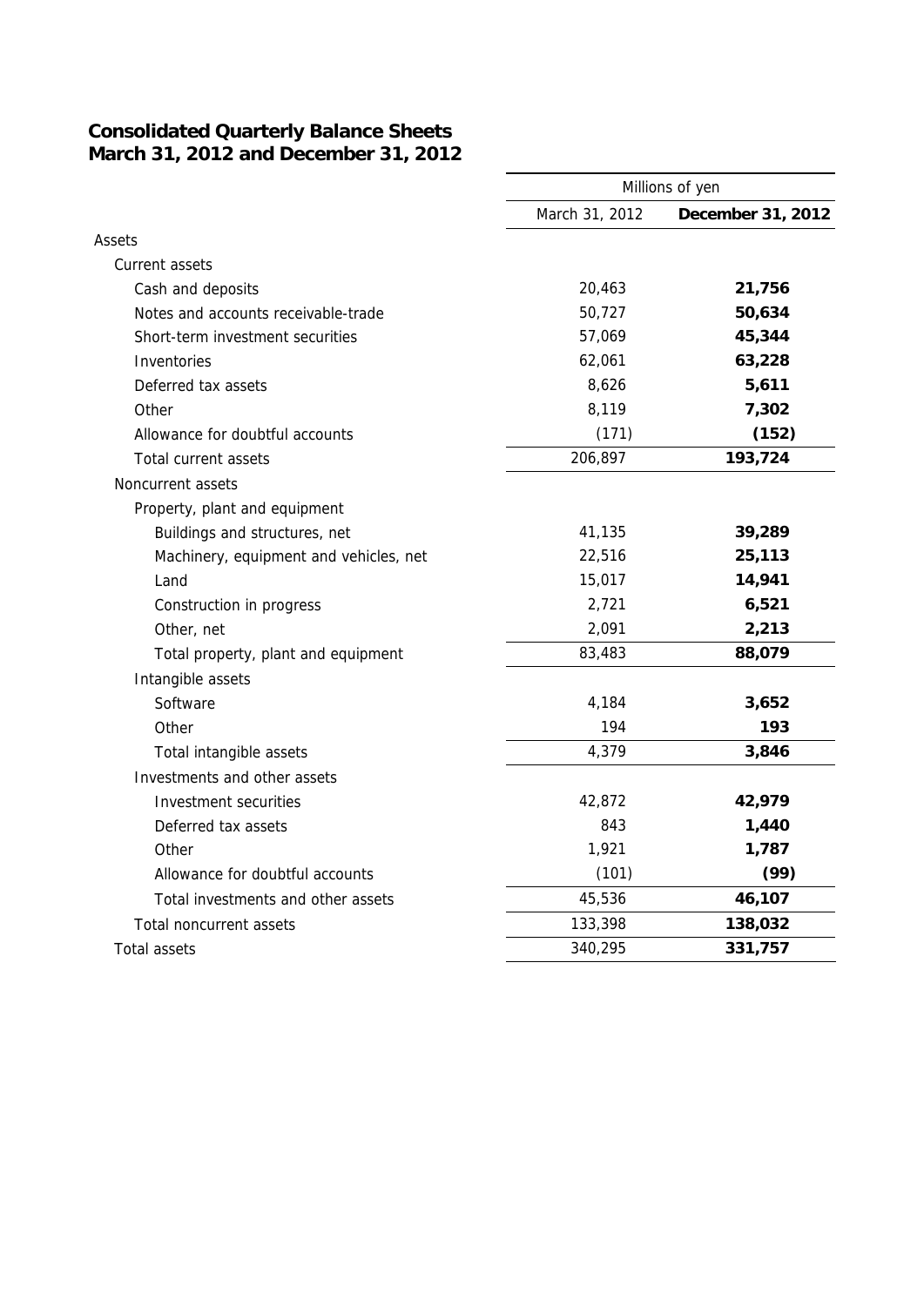## Consolidated Quarterly Balance Sheets
## March 31, 2012 and December 31, 2012

| | Millions of yen | |
|---|---|---|
| | March 31, 2012 | **December 31, 2012** |
| Assets | | |
| Current assets | | |
| Cash and deposits | 20,463 | **21,756** |
| Notes and accounts receivable-trade | 50,727 | **50,634** |
| Short-term investment securities | 57,069 | **45,344** |
| Inventories | 62,061 | **63,228** |
| Deferred tax assets | 8,626 | **5,611** |
| Other | 8,119 | **7,302** |
| Allowance for doubtful accounts | (171) | **(152)** |
| Total current assets | 206,897 | **193,724** |
| Noncurrent assets | | |
| Property, plant and equipment | | |
| Buildings and structures, net | 41,135 | **39,289** |
| Machinery, equipment and vehicles, net | 22,516 | **25,113** |
| Land | 15,017 | **14,941** |
| Construction in progress | 2,721 | **6,521** |
| Other, net | 2,091 | **2,213** |
| Total property, plant and equipment | 83,483 | **88,079** |
| Intangible assets | | |
| Software | 4,184 | **3,652** |
| Other | 194 | **193** |
| Total intangible assets | 4,379 | **3,846** |
| Investments and other assets | | |
| Investment securities | 42,872 | **42,979** |
| Deferred tax assets | 843 | **1,440** |
| Other | 1,921 | **1,787** |
| Allowance for doubtful accounts | (101) | **(99)** |
| Total investments and other assets | 45,536 | **46,107** |
| Total noncurrent assets | 133,398 | **138,032** |
| Total assets | 340,295 | **331,757** |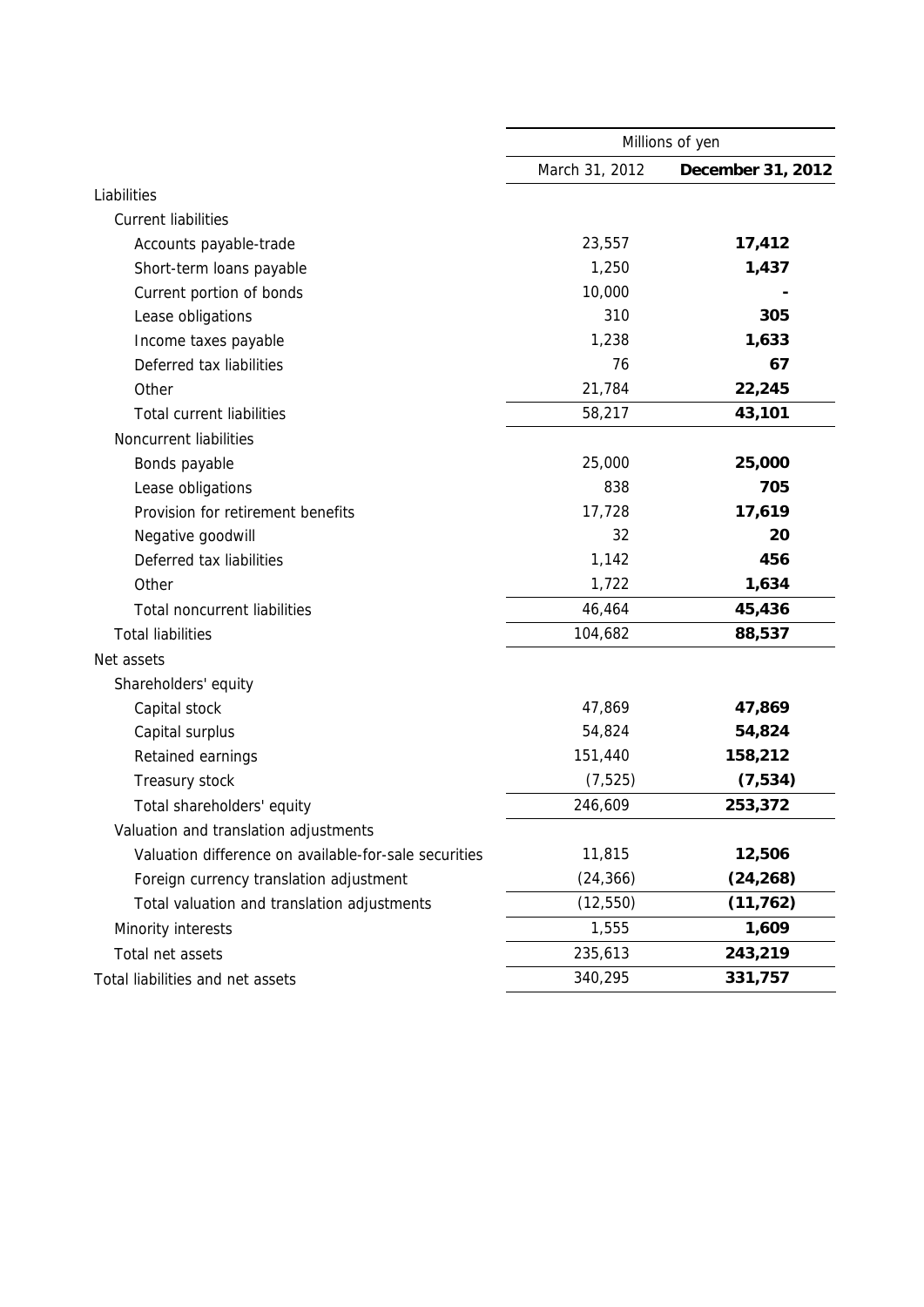| | Millions of yen | |
|---|---|---|
| | March 31, 2012 | **December 31, 2012** |
| Liabilities | | |
| Current liabilities | | |
| Accounts payable-trade | 23,557 | **17,412** |
| Short-term loans payable | 1,250 | **1,437** |
| Current portion of bonds | 10,000 | **-** |
| Lease obligations | 310 | **305** |
| Income taxes payable | 1,238 | **1,633** |
| Deferred tax liabilities | 76 | **67** |
| Other | 21,784 | **22,245** |
| Total current liabilities | 58,217 | **43,101** |
| Noncurrent liabilities | | |
| Bonds payable | 25,000 | **25,000** |
| Lease obligations | 838 | **705** |
| Provision for retirement benefits | 17,728 | **17,619** |
| Negative goodwill | 32 | **20** |
| Deferred tax liabilities | 1,142 | **456** |
| Other | 1,722 | **1,634** |
| Total noncurrent liabilities | 46,464 | **45,436** |
| Total liabilities | 104,682 | **88,537** |
| Net assets | | |
| Shareholders' equity | | |
| Capital stock | 47,869 | **47,869** |
| Capital surplus | 54,824 | **54,824** |
| Retained earnings | 151,440 | **158,212** |
| Treasury stock | (7,525) | **(7,534)** |
| Total shareholders' equity | 246,609 | **253,372** |
| Valuation and translation adjustments | | |
| Valuation difference on available-for-sale securities | 11,815 | **12,506** |
| Foreign currency translation adjustment | (24,366) | **(24,268)** |
| Total valuation and translation adjustments | (12,550) | **(11,762)** |
| Minority interests | 1,555 | **1,609** |
| Total net assets | 235,613 | **243,219** |
| Total liabilities and net assets | 340,295 | **331,757** |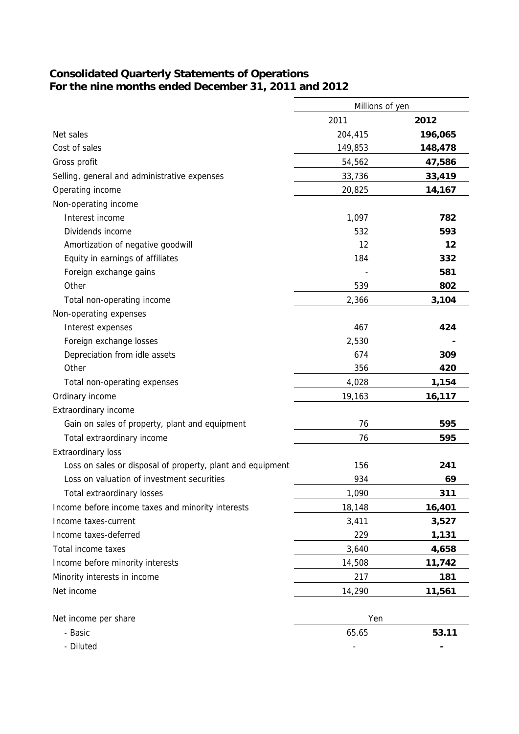## Consolidated Quarterly Statements of Operations
## For the nine months ended December 31, 2011 and 2012

| | Millions of yen | |
|---|---|---|
| | 2011 | **2012** |
| Net sales | 204,415 | **196,065** |
| Cost of sales | 149,853 | **148,478** |
| Gross profit | 54,562 | **47,586** |
| Selling, general and administrative expenses | 33,736 | **33,419** |
| Operating income | 20,825 | **14,167** |
| Non-operating income | | |
| Interest income | 1,097 | **782** |
| Dividends income | 532 | **593** |
| Amortization of negative goodwill | 12 | **12** |
| Equity in earnings of affiliates | 184 | **332** |
| Foreign exchange gains | - | **581** |
| Other | 539 | **802** |
| Total non-operating income | 2,366 | **3,104** |
| Non-operating expenses | | |
| Interest expenses | 467 | **424** |
| Foreign exchange losses | 2,530 | **-** |
| Depreciation from idle assets | 674 | **309** |
| Other | 356 | **420** |
| Total non-operating expenses | 4,028 | **1,154** |
| Ordinary income | 19,163 | **16,117** |
| Extraordinary income | | |
| Gain on sales of property, plant and equipment | 76 | **595** |
| Total extraordinary income | 76 | **595** |
| Extraordinary loss | | |
| Loss on sales or disposal of property, plant and equipment | 156 | **241** |
| Loss on valuation of investment securities | 934 | **69** |
| Total extraordinary losses | 1,090 | **311** |
| Income before income taxes and minority interests | 18,148 | **16,401** |
| Income taxes-current | 3,411 | **3,527** |
| Income taxes-deferred | 229 | **1,131** |
| Total income taxes | 3,640 | **4,658** |
| Income before minority interests | 14,508 | **11,742** |
| Minority interests in income | 217 | **181** |
| Net income | 14,290 | **11,561** |

| Net income per share | Yen | |
|---|---|---|
| - Basic | 65.65 | **53.11** |
| - Diluted | - | **-** |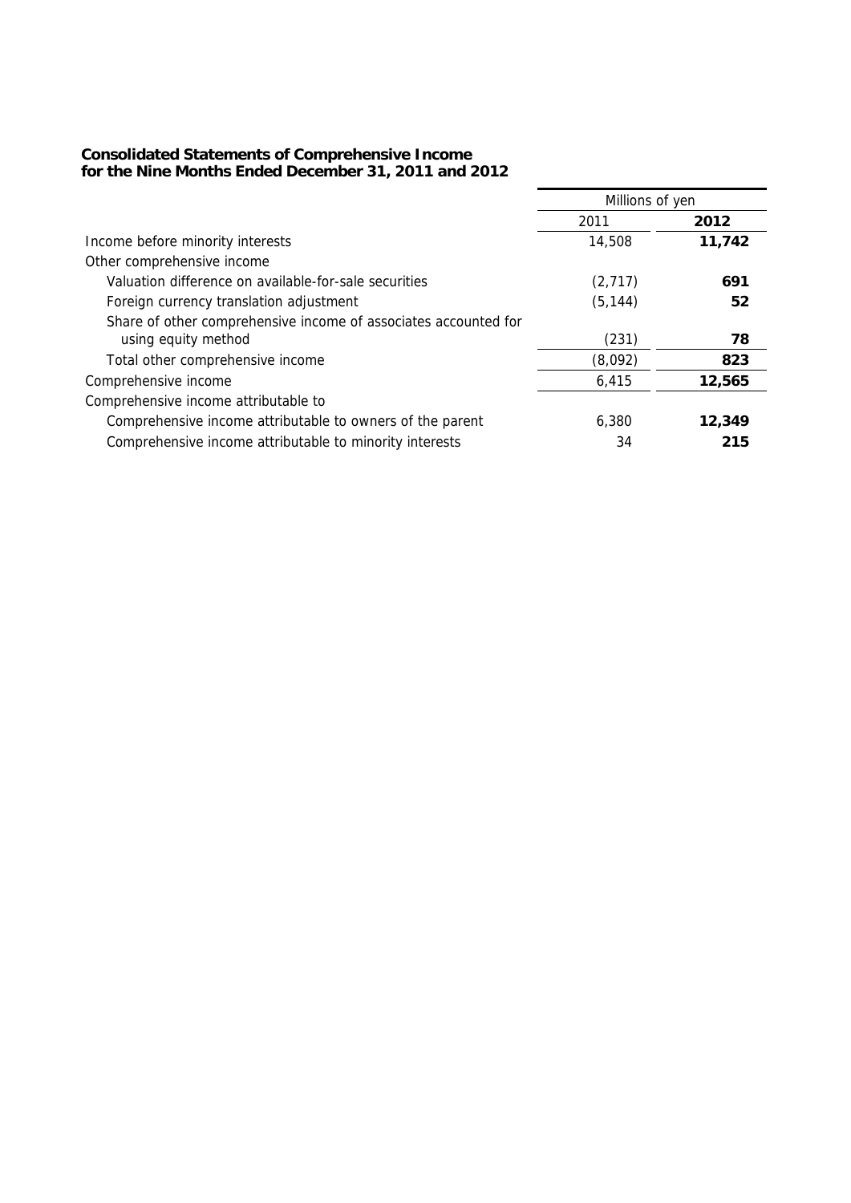**Consolidated Statements of Comprehensive Income**
**for the Nine Months Ended December 31, 2011 and 2012**

| | Millions of yen | |
|---|---|---|
| | 2011 | **2012** |
| Income before minority interests | 14,508 | **11,742** |
| Other comprehensive income | | |
| Valuation difference on available-for-sale securities | (2,717) | **691** |
| Foreign currency translation adjustment | (5,144) | **52** |
| Share of other comprehensive income of associates accounted for using equity method | (231) | **78** |
| Total other comprehensive income | (8,092) | **823** |
| Comprehensive income | 6,415 | **12,565** |
| Comprehensive income attributable to | | |
| Comprehensive income attributable to owners of the parent | 6,380 | **12,349** |
| Comprehensive income attributable to minority interests | 34 | **215** |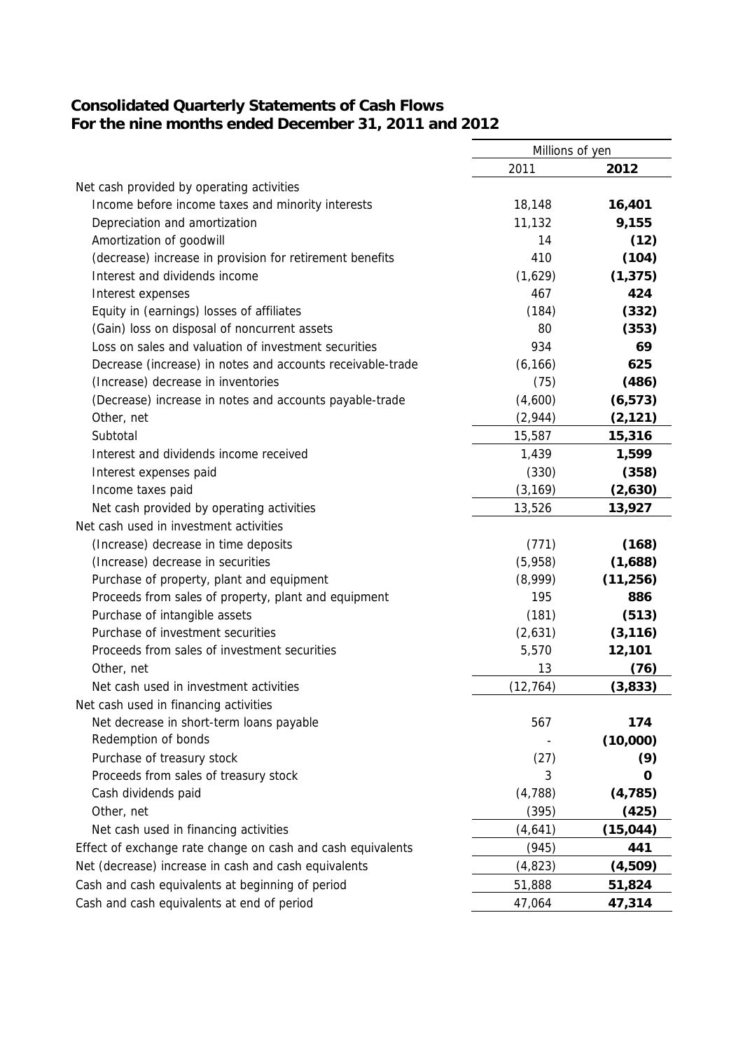## Consolidated Quarterly Statements of Cash Flows
## For the nine months ended December 31, 2011 and 2012

| | Millions of yen | |
|---|---|---|
| | 2011 | **2012** |
| Net cash provided by operating activities | | |
| Income before income taxes and minority interests | 18,148 | **16,401** |
| Depreciation and amortization | 11,132 | **9,155** |
| Amortization of goodwill | 14 | **(12)** |
| (decrease) increase in provision for retirement benefits | 410 | **(104)** |
| Interest and dividends income | (1,629) | **(1,375)** |
| Interest expenses | 467 | **424** |
| Equity in (earnings) losses of affiliates | (184) | **(332)** |
| (Gain) loss on disposal of noncurrent assets | 80 | **(353)** |
| Loss on sales and valuation of investment securities | 934 | **69** |
| Decrease (increase) in notes and accounts receivable-trade | (6,166) | **625** |
| (Increase) decrease in inventories | (75) | **(486)** |
| (Decrease) increase in notes and accounts payable-trade | (4,600) | **(6,573)** |
| Other, net | (2,944) | **(2,121)** |
| Subtotal | 15,587 | **15,316** |
| Interest and dividends income received | 1,439 | **1,599** |
| Interest expenses paid | (330) | **(358)** |
| Income taxes paid | (3,169) | **(2,630)** |
| Net cash provided by operating activities | 13,526 | **13,927** |
| Net cash used in investment activities | | |
| (Increase) decrease in time deposits | (771) | **(168)** |
| (Increase) decrease in securities | (5,958) | **(1,688)** |
| Purchase of property, plant and equipment | (8,999) | **(11,256)** |
| Proceeds from sales of property, plant and equipment | 195 | **886** |
| Purchase of intangible assets | (181) | **(513)** |
| Purchase of investment securities | (2,631) | **(3,116)** |
| Proceeds from sales of investment securities | 5,570 | **12,101** |
| Other, net | 13 | **(76)** |
| Net cash used in investment activities | (12,764) | **(3,833)** |
| Net cash used in financing activities | | |
| Net decrease in short-term loans payable | 567 | **174** |
| Redemption of bonds | - | **(10,000)** |
| Purchase of treasury stock | (27) | **(9)** |
| Proceeds from sales of treasury stock | 3 | **0** |
| Cash dividends paid | (4,788) | **(4,785)** |
| Other, net | (395) | **(425)** |
| Net cash used in financing activities | (4,641) | **(15,044)** |
| Effect of exchange rate change on cash and cash equivalents | (945) | **441** |
| Net (decrease) increase in cash and cash equivalents | (4,823) | **(4,509)** |
| Cash and cash equivalents at beginning of period | 51,888 | **51,824** |
| Cash and cash equivalents at end of period | 47,064 | **47,314** |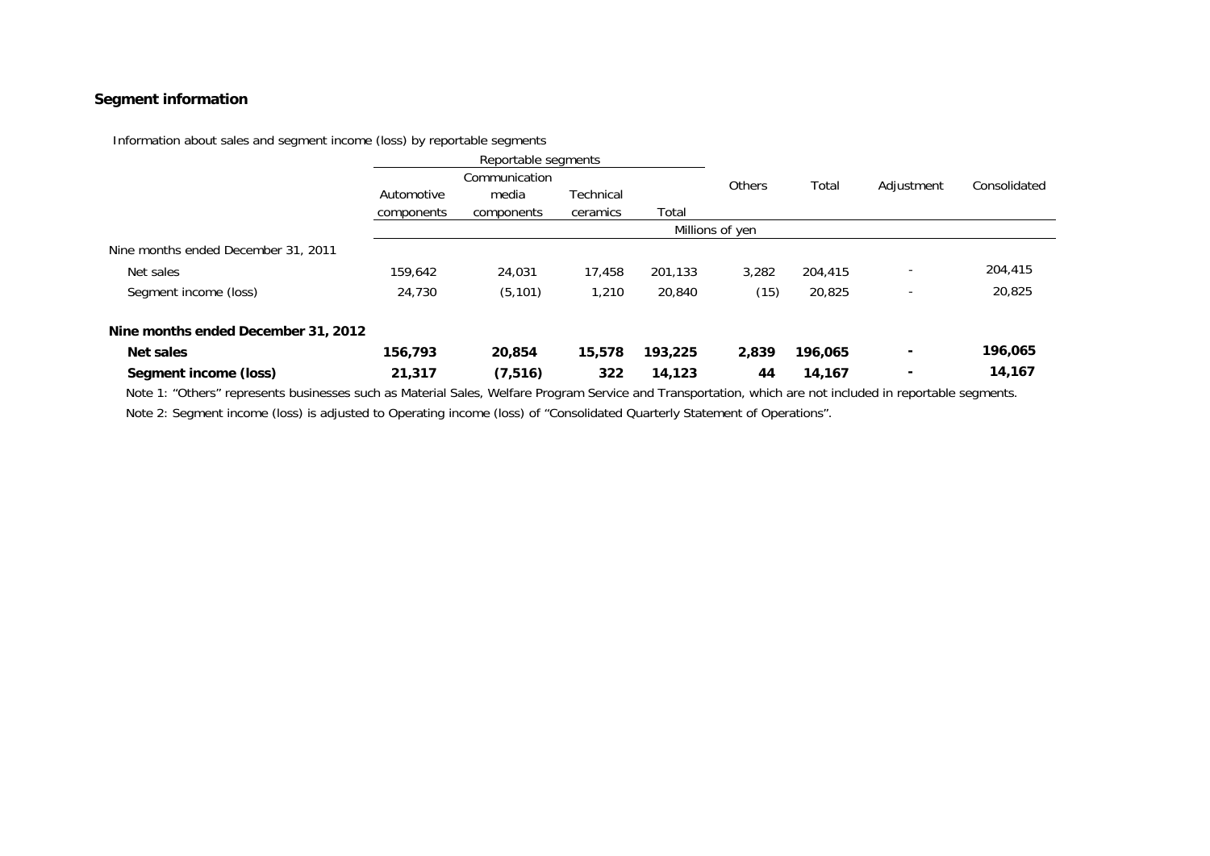## Segment information

Information about sales and segment income (loss) by reportable segments

| | Reportable segments | | | | Others | Total | Adjustment | Consolidated |
|---|---|---|---|---|---|---|---|---|
| | Automotive components | Communication media components | Technical ceramics | Total | | | | |
| | Millions of yen | | | | | | | |
| Nine months ended December 31, 2011 | | | | | | | | |
| Net sales | 159,642 | 24,031 | 17,458 | 201,133 | 3,282 | 204,415 | - | 204,415 |
| Segment income (loss) | 24,730 | (5,101) | 1,210 | 20,840 | (15) | 20,825 | - | 20,825 |
| **Nine months ended December 31, 2012** | | | | | | | | |
| **Net sales** | **156,793** | **20,854** | **15,578** | **193,225** | **2,839** | **196,065** | **-** | **196,065** |
| **Segment income (loss)** | **21,317** | **(7,516)** | **322** | **14,123** | **44** | **14,167** | **-** | **14,167** |

Note 1: "Others" represents businesses such as Material Sales, Welfare Program Service and Transportation, which are not included in reportable segments.

Note 2: Segment income (loss) is adjusted to Operating income (loss) of "Consolidated Quarterly Statement of Operations".